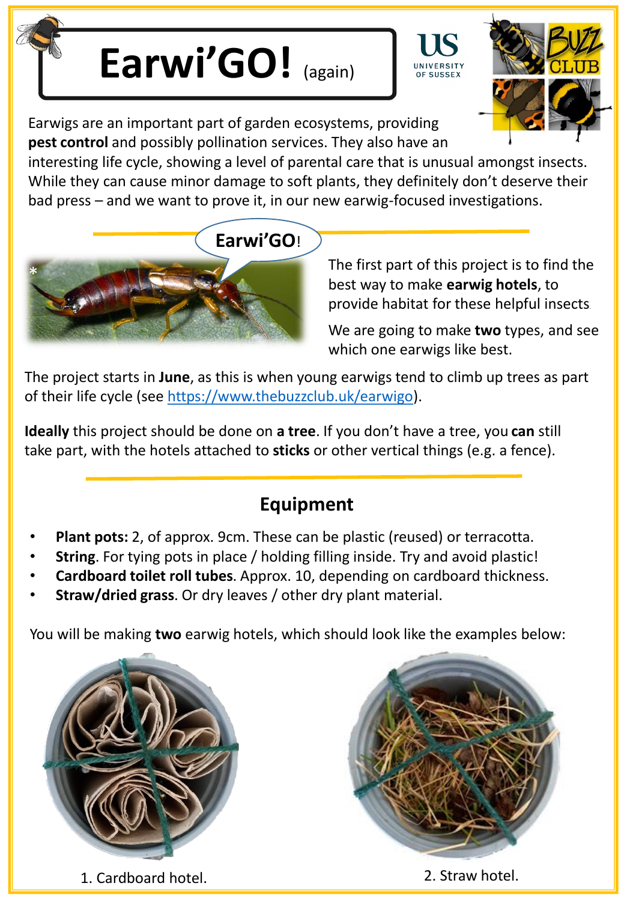# Earwi'GO! (again)

Earwigs are an important part of garden ecosystems, providing **pest control** and possibly pollination services. They also have an interesting life cycle, showing a level of parental care that is unusual amongst insects. While they can cause minor damage to soft plants, they definitely don't deserve their bad press – and we want to prove it, in our new earwig-focused investigations.

The first part of this project is to find the best way to make **earwig hotels**, to provide habitat for these helpful insects.

We are going to make **two** types, and see which one earwigs like best.

The project starts in **June**, as this is when young earwigs tend to climb up trees as part of their life cycle (see https://www.thebuzzclub.uk/earwigo).

**Ideally** this project should be done on **a tree**. If you don't have a tree, you **can** still take part, with the hotels attached to **sticks** or other vertical things (e.g. a fence).

## Equipment

- **Plant pots:** 2, of approx. 9cm. These can be plastic (reused) or terracotta.
- **String**. For tying pots in place / holding filling inside. Try and avoid plastic!
- **Cardboard toilet roll tubes**. Approx. 10, depending on cardboard thickness.
- **Straw/dried grass**. Or dry leaves / other dry plant material.

You will be making **two** earwig hotels, which should look like the examples below:

1. Cardboard hotel.

2. Straw hotel.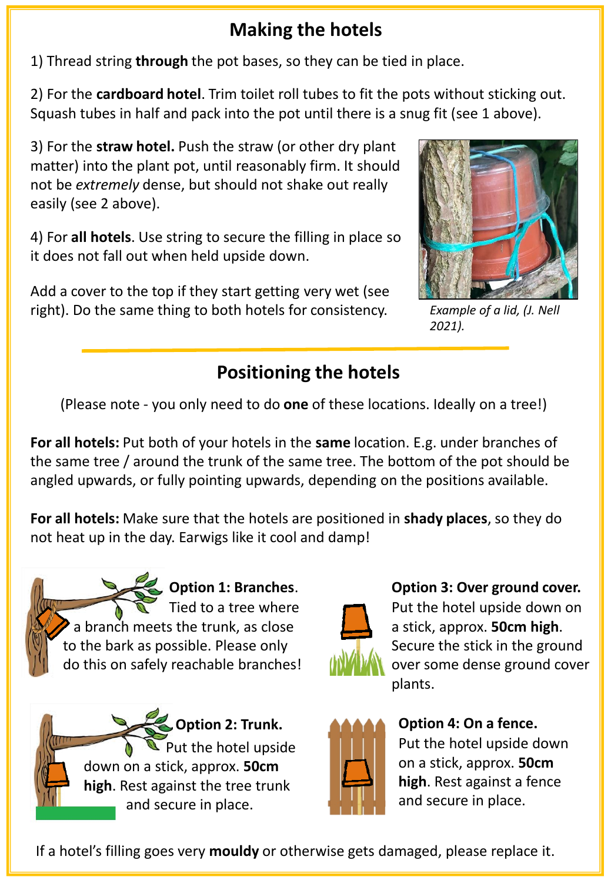## Making the hotels

1) Thread string **through** the pot bases, so they can be tied in place.

2) For the **cardboard hotel**. Trim toilet roll tubes to fit the pots without sticking out. Squash tubes in half and pack into the pot until there is a snug fit (see 1 above).

3) For the **straw hotel.** Push the straw (or other dry plant matter) into the plant pot, until reasonably firm. It should not be *extremely* dense, but should not shake out really easily (see 2 above).

4) For **all hotels**. Use string to secure the filling in place so it does not fall out when held upside down.

Add a cover to the top if they start getting very wet (see right). Do the same thing to both hotels for consistency.

*Example of a lid, (J. Nell 2021).*

## Positioning the hotels

(Please note - you only need to do **one** of these locations. Ideally on a tree!)

**For all hotels:** Put both of your hotels in the **same** location. E.g. under branches of the same tree / around the trunk of the same tree. The bottom of the pot should be angled upwards, or fully pointing upwards, depending on the positions available.

**For all hotels:** Make sure that the hotels are positioned in **shady places**, so they do not heat up in the day. Earwigs like it cool and damp!

**Option 1: Branches**. Tied to a tree where a branch meets the trunk, as close to the bark as possible. Please only do this on safely reachable branches!

**Option 2: Trunk.** Put the hotel upside down on a stick, approx. **50cm high**. Rest against the tree trunk and secure in place.

**Option 3: Over ground cover.** Put the hotel upside down on a stick, approx. **50cm high**. Secure the stick in the ground over some dense ground cover plants.

**Option 4: On a fence.** Put the hotel upside down on a stick, approx. **50cm high**. Rest against a fence and secure in place.

If a hotel's filling goes very **mouldy** or otherwise gets damaged, please replace it.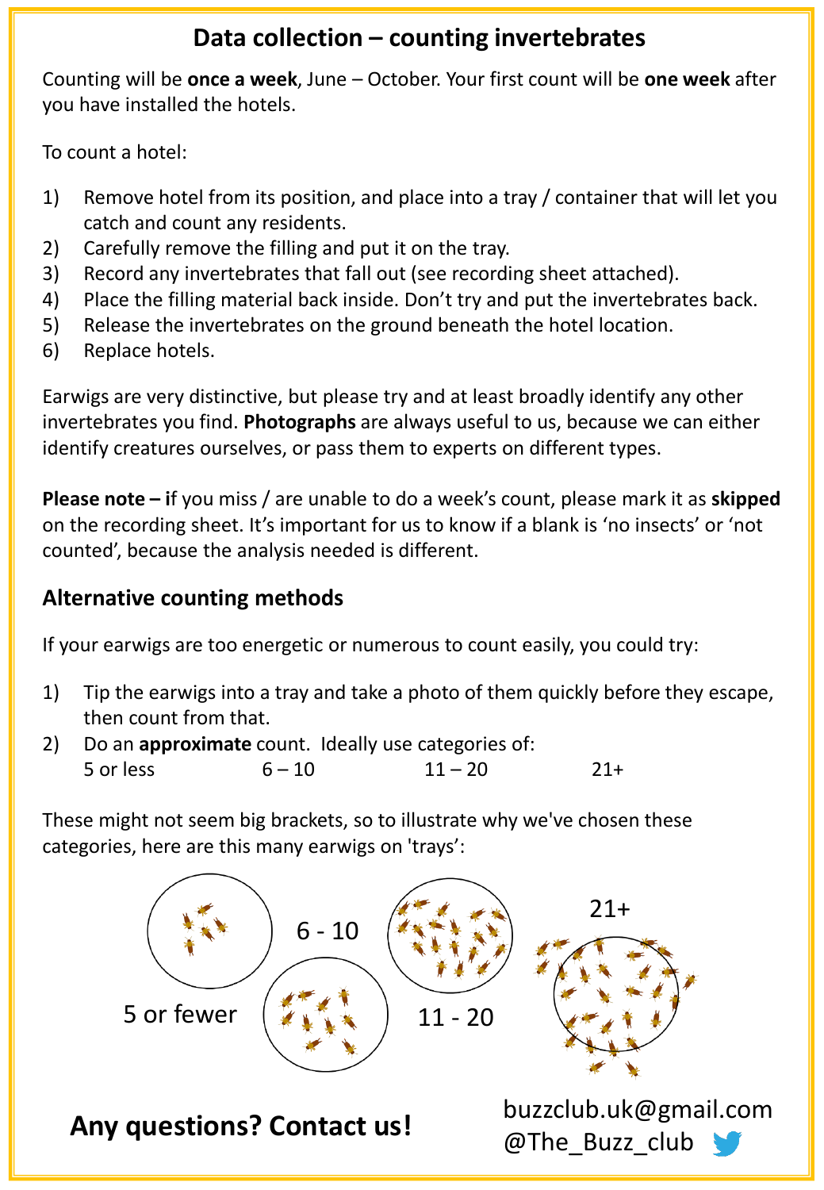# Data collection – counting invertebrates

Counting will be **once a week**, June – October. Your first count will be **one week** after you have installed the hotels.

To count a hotel:

1) Remove hotel from its position, and place into a tray / container that will let you catch and count any residents.
2) Carefully remove the filling and put it on the tray.
3) Record any invertebrates that fall out (see recording sheet attached).
4) Place the filling material back inside. Don't try and put the invertebrates back.
5) Release the invertebrates on the ground beneath the hotel location.
6) Replace hotels.

Earwigs are very distinctive, but please try and at least broadly identify any other invertebrates you find. **Photographs** are always useful to us, because we can either identify creatures ourselves, or pass them to experts on different types.

**Please note – if** you miss / are unable to do a week's count, please mark it as **skipped** on the recording sheet. It's important for us to know if a blank is 'no insects' or 'not counted', because the analysis needed is different.

## Alternative counting methods

If your earwigs are too energetic or numerous to count easily, you could try:

1) Tip the earwigs into a tray and take a photo of them quickly before they escape, then count from that.
2) Do an **approximate** count. Ideally use categories of:
   5 or less    6 – 10    11 – 20    21+

These might not seem big brackets, so to illustrate why we've chosen these categories, here are this many earwigs on 'trays':

5 or fewer

6 - 10

11 - 20

21+

**Any questions? Contact us!**

buzzclub.uk@gmail.com
@The_Buzz_club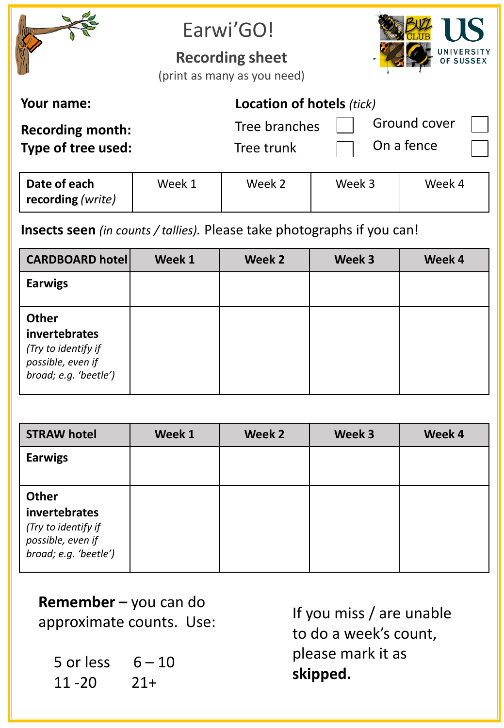# Earwi'GO!

## Recording sheet

(print as many as you need)

**Your name:**

**Recording month:**

**Type of tree used:**

**Location of hotels** *(tick)*

- Tree branches ☐
- Tree trunk ☐
- Ground cover ☐
- On a fence ☐

| **Date of each recording** *(write)* | Week 1 | Week 2 | Week 3 | Week 4 |
|---|---|---|---|---|
| | | | | |

**Insects seen** *(in counts / tallies).* Please take photographs if you can!

| **CARDBOARD hotel** | **Week 1** | **Week 2** | **Week 3** | **Week 4** |
|---|---|---|---|---|
| **Earwigs** | | | | |
| **Other invertebrates** *(Try to identify if possible, even if broad; e.g. 'beetle')* | | | | |

| **STRAW hotel** | **Week 1** | **Week 2** | **Week 3** | **Week 4** |
|---|---|---|---|---|
| **Earwigs** | | | | |
| **Other invertebrates** *(Try to identify if possible, even if broad; e.g. 'beetle')* | | | | |

**Remember –** you can do approximate counts. Use:

5 or less  6 – 10
11 -20  21+

If you miss / are unable to do a week's count, please mark it as **skipped.**